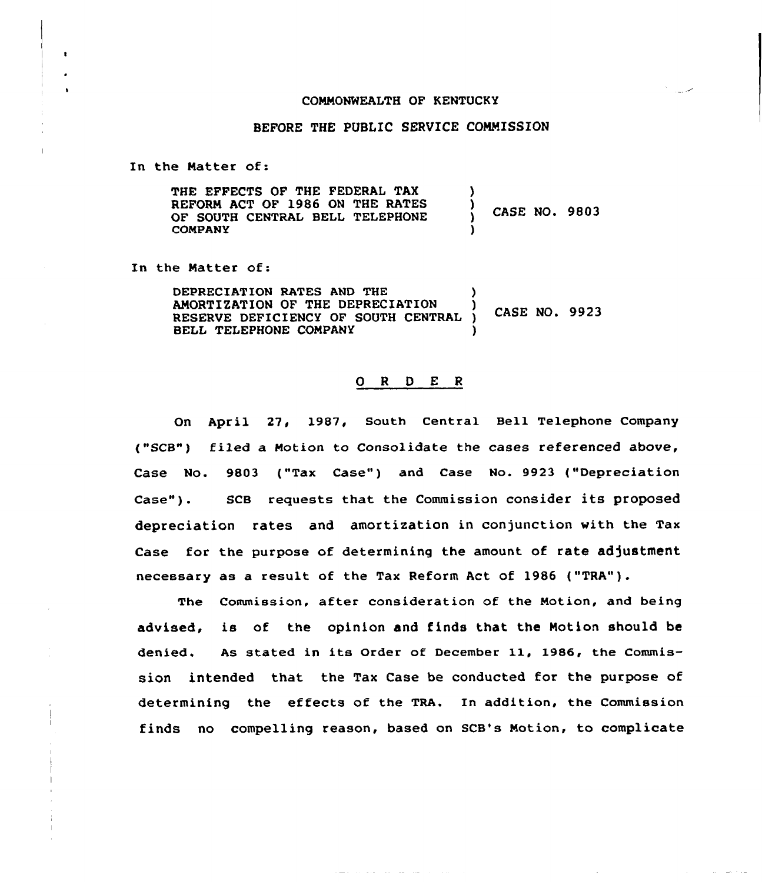COMMONWEALTH OF KENTUCKY

BEFORE THE PUBLIC SERVICE COMMISSION

In the Matter of:

| | |
|---|---|
| THE EFFECTS OF THE FEDERAL TAX REFORM ACT OF 1986 ON THE RATES OF SOUTH CENTRAL BELL TELEPHONE COMPANY | CASE NO. 9803 |

In the Matter of:

| | |
|---|---|
| DEPRECIATION RATES AND THE AMORTIZATION OF THE DEPRECIATION RESERVE DEFICIENCY OF SOUTH CENTRAL BELL TELEPHONE COMPANY | CASE NO. 9923 |

# O R D E R

On April 27, 1987, South Central Bell Telephone Company ("SCB") filed a Motion to Consolidate the cases referenced above, Case No. 9803 ("Tax Case") and Case No. 9923 ("Depreciation Case"). SCB requests that the Commission consider its proposed depreciation rates and amortization in conjunction with the Tax Case for the purpose of determining the amount of rate adjustment necessary as a result of the Tax Reform Act of 1986 ("TRA").

The Commission, after consideration of the Motion, and being advised, is of the opinion and finds that the Motion should be denied. As stated in its Order of December 11, 1986, the Commission intended that the Tax Case be conducted for the purpose of determining the effects of the TRA. In addition, the Commission finds no compelling reason, based on SCB's Motion, to complicate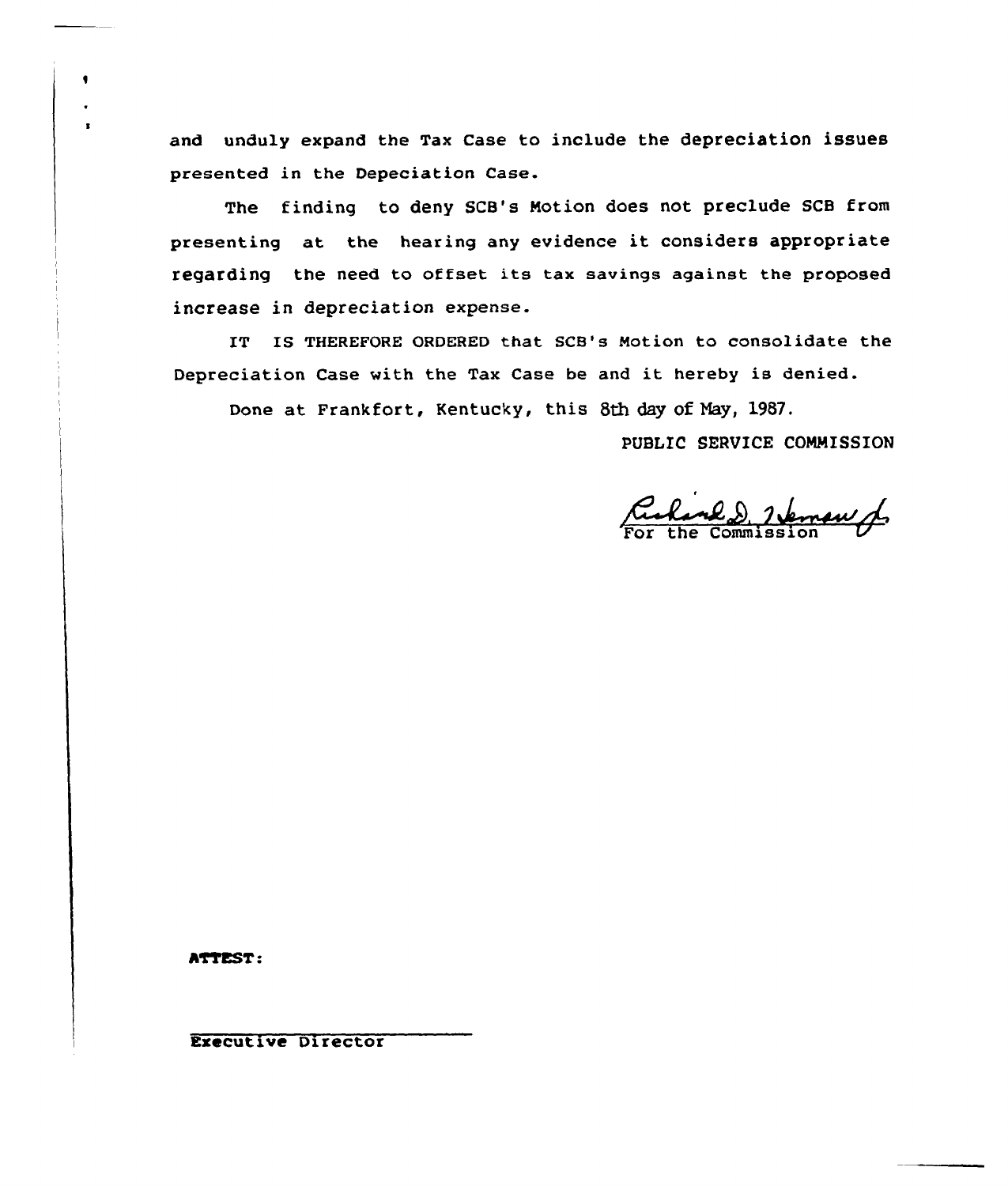and unduly expand the Tax Case to include the depreciation issues presented in the Depeciation Case.

The finding to deny SCB's Motion does not preclude SCB from presenting at the hearing any evidence it considers appropriate regarding the need to offset its tax savings against the proposed increase in depreciation expense.

IT IS THEREFORE ORDERED that SCB's Motion to consolidate the Depreciation Case with the Tax Case be and it hereby is denied.

Done at Frankfort, Kentucky, this 8th day of May, 1987.

PUBLIC SERVICE COMMISSION

For the Commission

ATTEST:

Executive Director